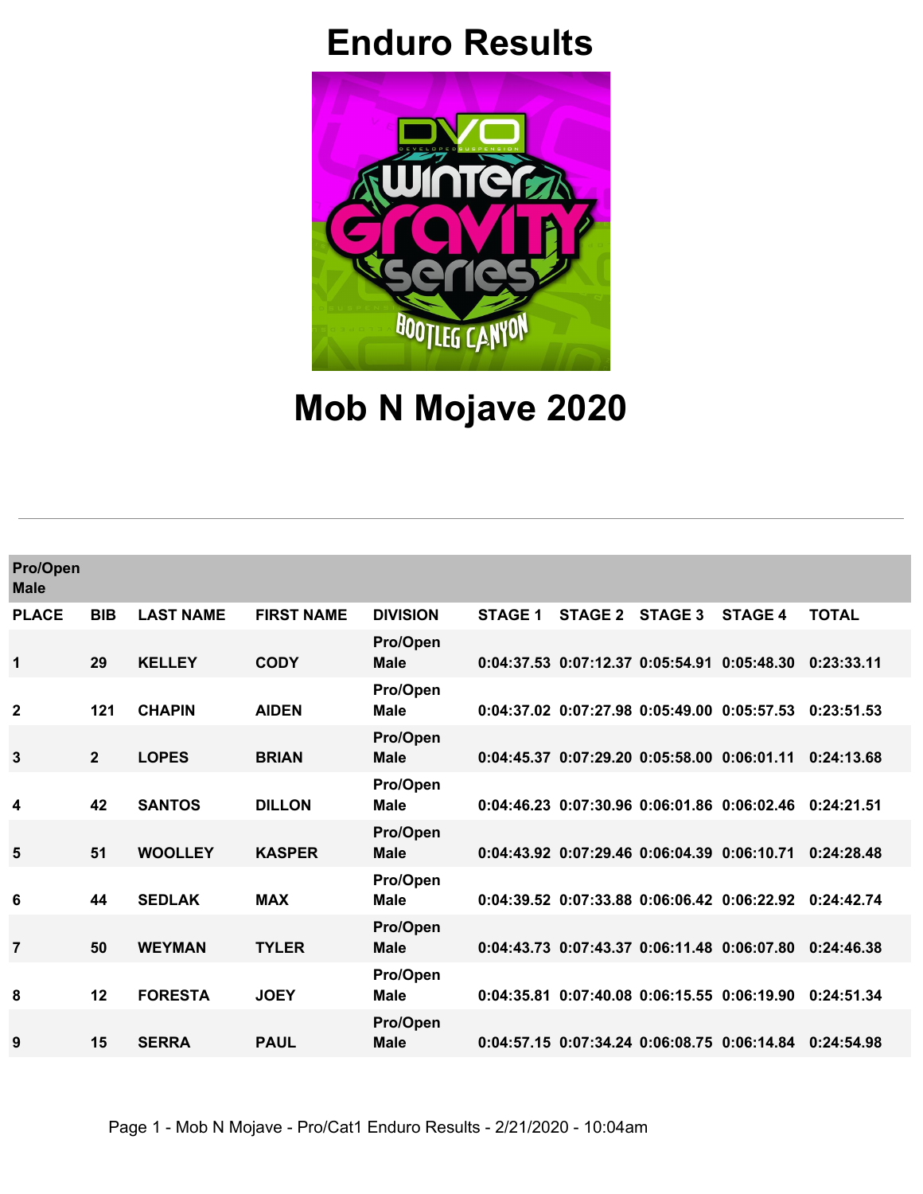# Enduro Results

# Mob N Mojave 2020

| Pro/Open Male | | | | | | | | | |
|---|---|---|---|---|---|---|---|---|---|
| PLACE | BIB | LAST NAME | FIRST NAME | DIVISION | STAGE 1 | STAGE 2 | STAGE 3 | STAGE 4 | TOTAL |
| 1 | 29 | KELLEY | CODY | Pro/Open Male | 0:04:37.53 | 0:07:12.37 | 0:05:54.91 | 0:05:48.30 | 0:23:33.11 |
| 2 | 121 | CHAPIN | AIDEN | Pro/Open Male | 0:04:37.02 | 0:07:27.98 | 0:05:49.00 | 0:05:57.53 | 0:23:51.53 |
| 3 | 2 | LOPES | BRIAN | Pro/Open Male | 0:04:45.37 | 0:07:29.20 | 0:05:58.00 | 0:06:01.11 | 0:24:13.68 |
| 4 | 42 | SANTOS | DILLON | Pro/Open Male | 0:04:46.23 | 0:07:30.96 | 0:06:01.86 | 0:06:02.46 | 0:24:21.51 |
| 5 | 51 | WOOLLEY | KASPER | Pro/Open Male | 0:04:43.92 | 0:07:29.46 | 0:06:04.39 | 0:06:10.71 | 0:24:28.48 |
| 6 | 44 | SEDLAK | MAX | Pro/Open Male | 0:04:39.52 | 0:07:33.88 | 0:06:06.42 | 0:06:22.92 | 0:24:42.74 |
| 7 | 50 | WEYMAN | TYLER | Pro/Open Male | 0:04:43.73 | 0:07:43.37 | 0:06:11.48 | 0:06:07.80 | 0:24:46.38 |
| 8 | 12 | FORESTA | JOEY | Pro/Open Male | 0:04:35.81 | 0:07:40.08 | 0:06:15.55 | 0:06:19.90 | 0:24:51.34 |
| 9 | 15 | SERRA | PAUL | Pro/Open Male | 0:04:57.15 | 0:07:34.24 | 0:06:08.75 | 0:06:14.84 | 0:24:54.98 |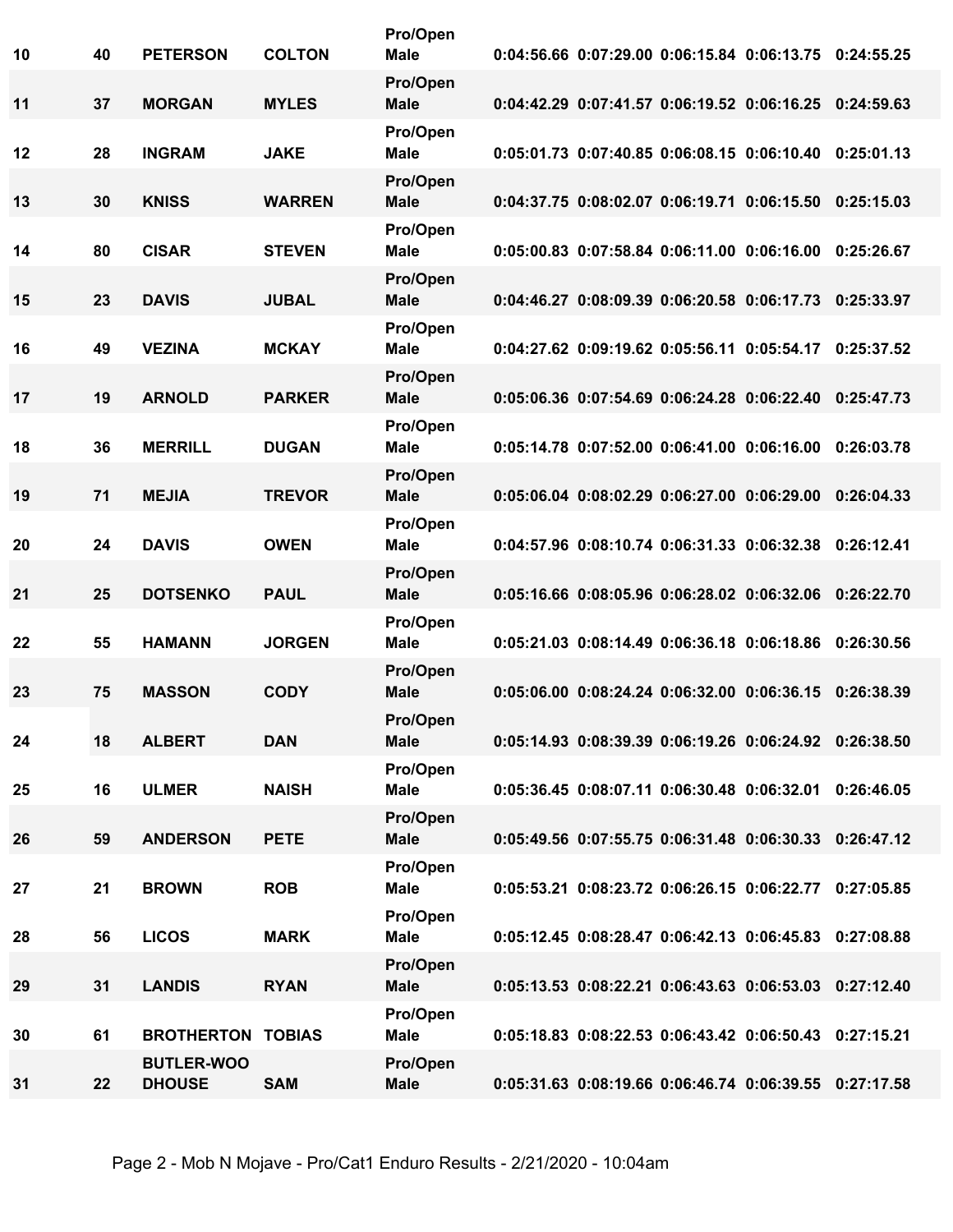| 10 | 40 | PETERSON | COLTON | Pro/Open Male | 0:04:56.66 | 0:07:29.00 | 0:06:15.84 | 0:06:13.75 | 0:24:55.25 |
|---|---|---|---|---|---|---|---|---|---|
| 11 | 37 | MORGAN | MYLES | Pro/Open Male | 0:04:42.29 | 0:07:41.57 | 0:06:19.52 | 0:06:16.25 | 0:24:59.63 |
| 12 | 28 | INGRAM | JAKE | Pro/Open Male | 0:05:01.73 | 0:07:40.85 | 0:06:08.15 | 0:06:10.40 | 0:25:01.13 |
| 13 | 30 | KNISS | WARREN | Pro/Open Male | 0:04:37.75 | 0:08:02.07 | 0:06:19.71 | 0:06:15.50 | 0:25:15.03 |
| 14 | 80 | CISAR | STEVEN | Pro/Open Male | 0:05:00.83 | 0:07:58.84 | 0:06:11.00 | 0:06:16.00 | 0:25:26.67 |
| 15 | 23 | DAVIS | JUBAL | Pro/Open Male | 0:04:46.27 | 0:08:09.39 | 0:06:20.58 | 0:06:17.73 | 0:25:33.97 |
| 16 | 49 | VEZINA | MCKAY | Pro/Open Male | 0:04:27.62 | 0:09:19.62 | 0:05:56.11 | 0:05:54.17 | 0:25:37.52 |
| 17 | 19 | ARNOLD | PARKER | Pro/Open Male | 0:05:06.36 | 0:07:54.69 | 0:06:24.28 | 0:06:22.40 | 0:25:47.73 |
| 18 | 36 | MERRILL | DUGAN | Pro/Open Male | 0:05:14.78 | 0:07:52.00 | 0:06:41.00 | 0:06:16.00 | 0:26:03.78 |
| 19 | 71 | MEJIA | TREVOR | Pro/Open Male | 0:05:06.04 | 0:08:02.29 | 0:06:27.00 | 0:06:29.00 | 0:26:04.33 |
| 20 | 24 | DAVIS | OWEN | Pro/Open Male | 0:04:57.96 | 0:08:10.74 | 0:06:31.33 | 0:06:32.38 | 0:26:12.41 |
| 21 | 25 | DOTSENKO | PAUL | Pro/Open Male | 0:05:16.66 | 0:08:05.96 | 0:06:28.02 | 0:06:32.06 | 0:26:22.70 |
| 22 | 55 | HAMANN | JORGEN | Pro/Open Male | 0:05:21.03 | 0:08:14.49 | 0:06:36.18 | 0:06:18.86 | 0:26:30.56 |
| 23 | 75 | MASSON | CODY | Pro/Open Male | 0:05:06.00 | 0:08:24.24 | 0:06:32.00 | 0:06:36.15 | 0:26:38.39 |
| 24 | 18 | ALBERT | DAN | Pro/Open Male | 0:05:14.93 | 0:08:39.39 | 0:06:19.26 | 0:06:24.92 | 0:26:38.50 |
| 25 | 16 | ULMER | NAISH | Pro/Open Male | 0:05:36.45 | 0:08:07.11 | 0:06:30.48 | 0:06:32.01 | 0:26:46.05 |
| 26 | 59 | ANDERSON | PETE | Pro/Open Male | 0:05:49.56 | 0:07:55.75 | 0:06:31.48 | 0:06:30.33 | 0:26:47.12 |
| 27 | 21 | BROWN | ROB | Pro/Open Male | 0:05:53.21 | 0:08:23.72 | 0:06:26.15 | 0:06:22.77 | 0:27:05.85 |
| 28 | 56 | LICOS | MARK | Pro/Open Male | 0:05:12.45 | 0:08:28.47 | 0:06:42.13 | 0:06:45.83 | 0:27:08.88 |
| 29 | 31 | LANDIS | RYAN | Pro/Open Male | 0:05:13.53 | 0:08:22.21 | 0:06:43.63 | 0:06:53.03 | 0:27:12.40 |
| 30 | 61 | BROTHERTON | TOBIAS | Pro/Open Male | 0:05:18.83 | 0:08:22.53 | 0:06:43.42 | 0:06:50.43 | 0:27:15.21 |
| 31 | 22 | BUTLER-WOODHOUSE | SAM | Pro/Open Male | 0:05:31.63 | 0:08:19.66 | 0:06:46.74 | 0:06:39.55 | 0:27:17.58 |

Page 2 - Mob N Mojave - Pro/Cat1 Enduro Results - 2/21/2020 - 10:04am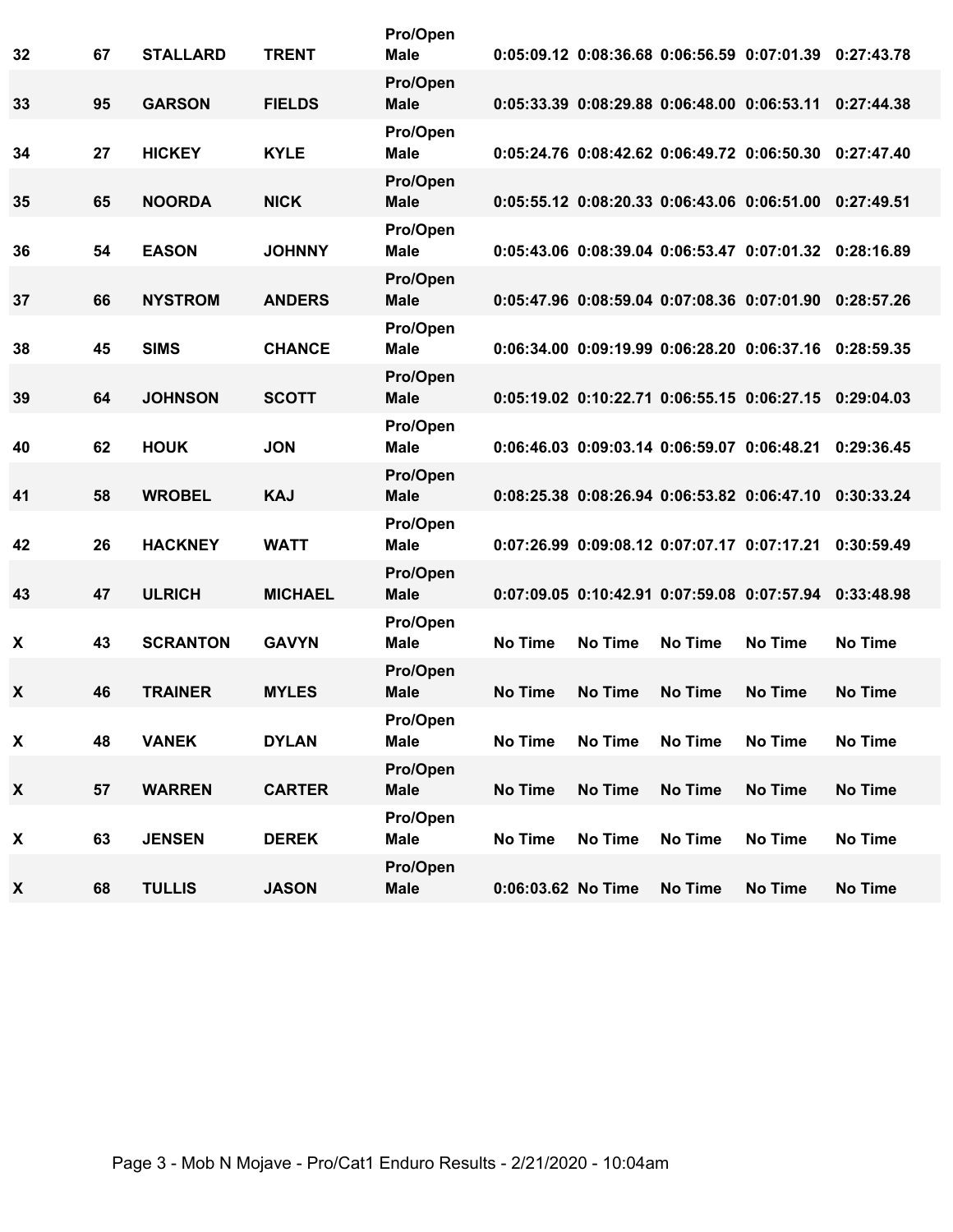| | | | | | | | | | |
|---|---|---|---|---|---|---|---|---|---|
| 32 | 67 | STALLARD | TRENT | Pro/Open Male | 0:05:09.12 | 0:08:36.68 | 0:06:56.59 | 0:07:01.39 | 0:27:43.78 |
| 33 | 95 | GARSON | FIELDS | Pro/Open Male | 0:05:33.39 | 0:08:29.88 | 0:06:48.00 | 0:06:53.11 | 0:27:44.38 |
| 34 | 27 | HICKEY | KYLE | Pro/Open Male | 0:05:24.76 | 0:08:42.62 | 0:06:49.72 | 0:06:50.30 | 0:27:47.40 |
| 35 | 65 | NOORDA | NICK | Pro/Open Male | 0:05:55.12 | 0:08:20.33 | 0:06:43.06 | 0:06:51.00 | 0:27:49.51 |
| 36 | 54 | EASON | JOHNNY | Pro/Open Male | 0:05:43.06 | 0:08:39.04 | 0:06:53.47 | 0:07:01.32 | 0:28:16.89 |
| 37 | 66 | NYSTROM | ANDERS | Pro/Open Male | 0:05:47.96 | 0:08:59.04 | 0:07:08.36 | 0:07:01.90 | 0:28:57.26 |
| 38 | 45 | SIMS | CHANCE | Pro/Open Male | 0:06:34.00 | 0:09:19.99 | 0:06:28.20 | 0:06:37.16 | 0:28:59.35 |
| 39 | 64 | JOHNSON | SCOTT | Pro/Open Male | 0:05:19.02 | 0:10:22.71 | 0:06:55.15 | 0:06:27.15 | 0:29:04.03 |
| 40 | 62 | HOUK | JON | Pro/Open Male | 0:06:46.03 | 0:09:03.14 | 0:06:59.07 | 0:06:48.21 | 0:29:36.45 |
| 41 | 58 | WROBEL | KAJ | Pro/Open Male | 0:08:25.38 | 0:08:26.94 | 0:06:53.82 | 0:06:47.10 | 0:30:33.24 |
| 42 | 26 | HACKNEY | WATT | Pro/Open Male | 0:07:26.99 | 0:09:08.12 | 0:07:07.17 | 0:07:17.21 | 0:30:59.49 |
| 43 | 47 | ULRICH | MICHAEL | Pro/Open Male | 0:07:09.05 | 0:10:42.91 | 0:07:59.08 | 0:07:57.94 | 0:33:48.98 |
| X | 43 | SCRANTON | GAVYN | Pro/Open Male | No Time | No Time | No Time | No Time | No Time |
| X | 46 | TRAINER | MYLES | Pro/Open Male | No Time | No Time | No Time | No Time | No Time |
| X | 48 | VANEK | DYLAN | Pro/Open Male | No Time | No Time | No Time | No Time | No Time |
| X | 57 | WARREN | CARTER | Pro/Open Male | No Time | No Time | No Time | No Time | No Time |
| X | 63 | JENSEN | DEREK | Pro/Open Male | No Time | No Time | No Time | No Time | No Time |
| X | 68 | TULLIS | JASON | Pro/Open Male | 0:06:03.62 | No Time | No Time | No Time | No Time |

Page 3 - Mob N Mojave - Pro/Cat1 Enduro Results - 2/21/2020 - 10:04am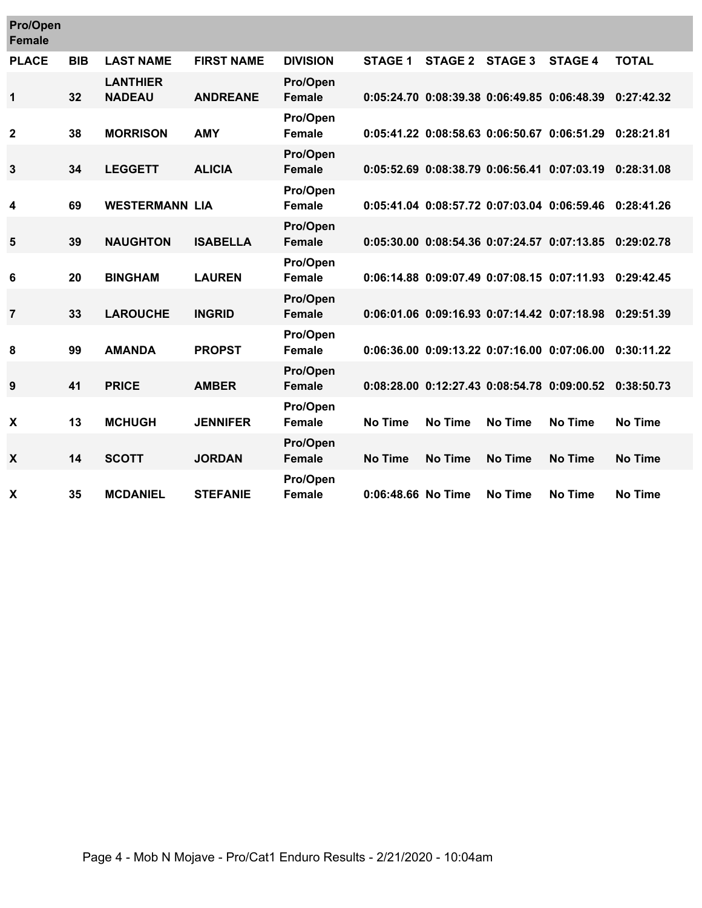## Pro/Open Female

| PLACE | BIB | LAST NAME | FIRST NAME | DIVISION | STAGE 1 | STAGE 2 | STAGE 3 | STAGE 4 | TOTAL |
|---|---|---|---|---|---|---|---|---|---|
| 1 | 32 | LANTHIER NADEAU | ANDREANE | Pro/Open Female | 0:05:24.70 | 0:08:39.38 | 0:06:49.85 | 0:06:48.39 | 0:27:42.32 |
| 2 | 38 | MORRISON | AMY | Pro/Open Female | 0:05:41.22 | 0:08:58.63 | 0:06:50.67 | 0:06:51.29 | 0:28:21.81 |
| 3 | 34 | LEGGETT | ALICIA | Pro/Open Female | 0:05:52.69 | 0:08:38.79 | 0:06:56.41 | 0:07:03.19 | 0:28:31.08 |
| 4 | 69 | WESTERMANN | LIA | Pro/Open Female | 0:05:41.04 | 0:08:57.72 | 0:07:03.04 | 0:06:59.46 | 0:28:41.26 |
| 5 | 39 | NAUGHTON | ISABELLA | Pro/Open Female | 0:05:30.00 | 0:08:54.36 | 0:07:24.57 | 0:07:13.85 | 0:29:02.78 |
| 6 | 20 | BINGHAM | LAUREN | Pro/Open Female | 0:06:14.88 | 0:09:07.49 | 0:07:08.15 | 0:07:11.93 | 0:29:42.45 |
| 7 | 33 | LAROUCHE | INGRID | Pro/Open Female | 0:06:01.06 | 0:09:16.93 | 0:07:14.42 | 0:07:18.98 | 0:29:51.39 |
| 8 | 99 | AMANDA | PROPST | Pro/Open Female | 0:06:36.00 | 0:09:13.22 | 0:07:16.00 | 0:07:06.00 | 0:30:11.22 |
| 9 | 41 | PRICE | AMBER | Pro/Open Female | 0:08:28.00 | 0:12:27.43 | 0:08:54.78 | 0:09:00.52 | 0:38:50.73 |
| X | 13 | MCHUGH | JENNIFER | Pro/Open Female | No Time | No Time | No Time | No Time | No Time |
| X | 14 | SCOTT | JORDAN | Pro/Open Female | No Time | No Time | No Time | No Time | No Time |
| X | 35 | MCDANIEL | STEFANIE | Pro/Open Female | 0:06:48.66 | No Time | No Time | No Time | No Time |

Page 4 - Mob N Mojave - Pro/Cat1 Enduro Results - 2/21/2020 - 10:04am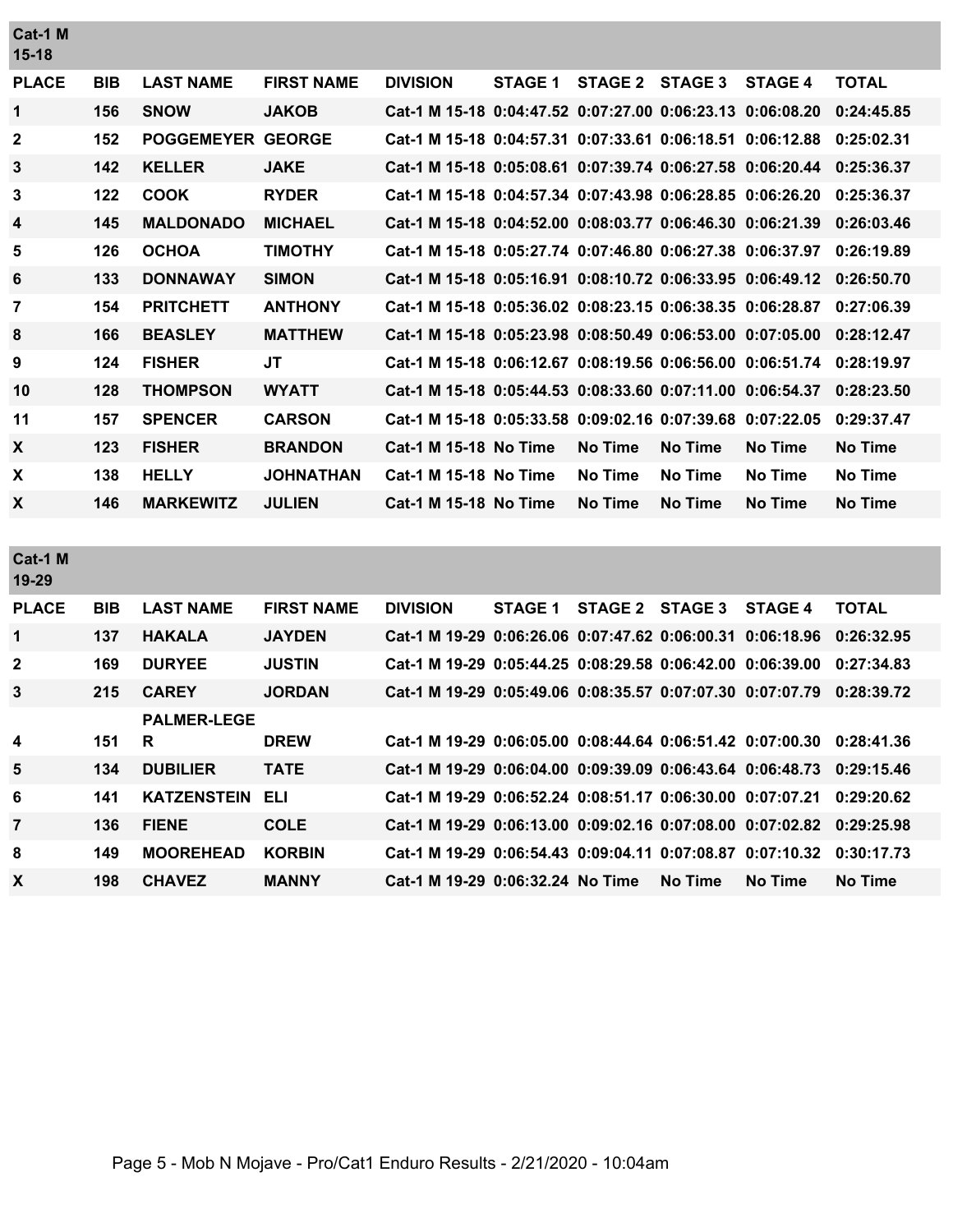## Cat-1 M 15-18

| PLACE | BIB | LAST NAME | FIRST NAME | DIVISION | STAGE 1 | STAGE 2 | STAGE 3 | STAGE 4 | TOTAL |
|---|---|---|---|---|---|---|---|---|---|
| 1 | 156 | SNOW | JAKOB | Cat-1 M 15-18 | 0:04:47.52 | 0:07:27.00 | 0:06:23.13 | 0:06:08.20 | 0:24:45.85 |
| 2 | 152 | POGGEMEYER | GEORGE | Cat-1 M 15-18 | 0:04:57.31 | 0:07:33.61 | 0:06:18.51 | 0:06:12.88 | 0:25:02.31 |
| 3 | 142 | KELLER | JAKE | Cat-1 M 15-18 | 0:05:08.61 | 0:07:39.74 | 0:06:27.58 | 0:06:20.44 | 0:25:36.37 |
| 3 | 122 | COOK | RYDER | Cat-1 M 15-18 | 0:04:57.34 | 0:07:43.98 | 0:06:28.85 | 0:06:26.20 | 0:25:36.37 |
| 4 | 145 | MALDONADO | MICHAEL | Cat-1 M 15-18 | 0:04:52.00 | 0:08:03.77 | 0:06:46.30 | 0:06:21.39 | 0:26:03.46 |
| 5 | 126 | OCHOA | TIMOTHY | Cat-1 M 15-18 | 0:05:27.74 | 0:07:46.80 | 0:06:27.38 | 0:06:37.97 | 0:26:19.89 |
| 6 | 133 | DONNAWAY | SIMON | Cat-1 M 15-18 | 0:05:16.91 | 0:08:10.72 | 0:06:33.95 | 0:06:49.12 | 0:26:50.70 |
| 7 | 154 | PRITCHETT | ANTHONY | Cat-1 M 15-18 | 0:05:36.02 | 0:08:23.15 | 0:06:38.35 | 0:06:28.87 | 0:27:06.39 |
| 8 | 166 | BEASLEY | MATTHEW | Cat-1 M 15-18 | 0:05:23.98 | 0:08:50.49 | 0:06:53.00 | 0:07:05.00 | 0:28:12.47 |
| 9 | 124 | FISHER | JT | Cat-1 M 15-18 | 0:06:12.67 | 0:08:19.56 | 0:06:56.00 | 0:06:51.74 | 0:28:19.97 |
| 10 | 128 | THOMPSON | WYATT | Cat-1 M 15-18 | 0:05:44.53 | 0:08:33.60 | 0:07:11.00 | 0:06:54.37 | 0:28:23.50 |
| 11 | 157 | SPENCER | CARSON | Cat-1 M 15-18 | 0:05:33.58 | 0:09:02.16 | 0:07:39.68 | 0:07:22.05 | 0:29:37.47 |
| X | 123 | FISHER | BRANDON | Cat-1 M 15-18 | No Time | No Time | No Time | No Time | No Time |
| X | 138 | HELLY | JOHNATHAN | Cat-1 M 15-18 | No Time | No Time | No Time | No Time | No Time |
| X | 146 | MARKEWITZ | JULIEN | Cat-1 M 15-18 | No Time | No Time | No Time | No Time | No Time |

## Cat-1 M 19-29

| PLACE | BIB | LAST NAME | FIRST NAME | DIVISION | STAGE 1 | STAGE 2 | STAGE 3 | STAGE 4 | TOTAL |
|---|---|---|---|---|---|---|---|---|---|
| 1 | 137 | HAKALA | JAYDEN | Cat-1 M 19-29 | 0:06:26.06 | 0:07:47.62 | 0:06:00.31 | 0:06:18.96 | 0:26:32.95 |
| 2 | 169 | DURYEE | JUSTIN | Cat-1 M 19-29 | 0:05:44.25 | 0:08:29.58 | 0:06:42.00 | 0:06:39.00 | 0:27:34.83 |
| 3 | 215 | CAREY | JORDAN | Cat-1 M 19-29 | 0:05:49.06 | 0:08:35.57 | 0:07:07.30 | 0:07:07.79 | 0:28:39.72 |
| 4 | 151 | PALMER-LEGER | DREW | Cat-1 M 19-29 | 0:06:05.00 | 0:08:44.64 | 0:06:51.42 | 0:07:00.30 | 0:28:41.36 |
| 5 | 134 | DUBILIER | TATE | Cat-1 M 19-29 | 0:06:04.00 | 0:09:39.09 | 0:06:43.64 | 0:06:48.73 | 0:29:15.46 |
| 6 | 141 | KATZENSTEIN | ELI | Cat-1 M 19-29 | 0:06:52.24 | 0:08:51.17 | 0:06:30.00 | 0:07:07.21 | 0:29:20.62 |
| 7 | 136 | FIENE | COLE | Cat-1 M 19-29 | 0:06:13.00 | 0:09:02.16 | 0:07:08.00 | 0:07:02.82 | 0:29:25.98 |
| 8 | 149 | MOOREHEAD | KORBIN | Cat-1 M 19-29 | 0:06:54.43 | 0:09:04.11 | 0:07:08.87 | 0:07:10.32 | 0:30:17.73 |
| X | 198 | CHAVEZ | MANNY | Cat-1 M 19-29 | 0:06:32.24 | No Time | No Time | No Time | No Time |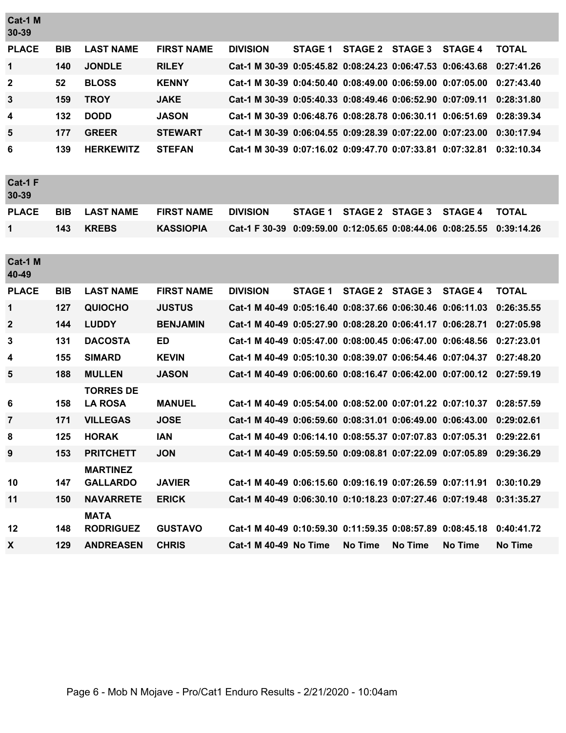## Cat-1 M 30-39

| PLACE | BIB | LAST NAME | FIRST NAME | DIVISION | STAGE 1 | STAGE 2 | STAGE 3 | STAGE 4 | TOTAL |
|---|---|---|---|---|---|---|---|---|---|
| 1 | 140 | JONDLE | RILEY | Cat-1 M 30-39 | 0:05:45.82 | 0:08:24.23 | 0:06:47.53 | 0:06:43.68 | 0:27:41.26 |
| 2 | 52 | BLOSS | KENNY | Cat-1 M 30-39 | 0:04:50.40 | 0:08:49.00 | 0:06:59.00 | 0:07:05.00 | 0:27:43.40 |
| 3 | 159 | TROY | JAKE | Cat-1 M 30-39 | 0:05:40.33 | 0:08:49.46 | 0:06:52.90 | 0:07:09.11 | 0:28:31.80 |
| 4 | 132 | DODD | JASON | Cat-1 M 30-39 | 0:06:48.76 | 0:08:28.78 | 0:06:30.11 | 0:06:51.69 | 0:28:39.34 |
| 5 | 177 | GREER | STEWART | Cat-1 M 30-39 | 0:06:04.55 | 0:09:28.39 | 0:07:22.00 | 0:07:23.00 | 0:30:17.94 |
| 6 | 139 | HERKEWITZ | STEFAN | Cat-1 M 30-39 | 0:07:16.02 | 0:09:47.70 | 0:07:33.81 | 0:07:32.81 | 0:32:10.34 |

## Cat-1 F 30-39

| PLACE | BIB | LAST NAME | FIRST NAME | DIVISION | STAGE 1 | STAGE 2 | STAGE 3 | STAGE 4 | TOTAL |
|---|---|---|---|---|---|---|---|---|---|
| 1 | 143 | KREBS | KASSIOPIA | Cat-1 F 30-39 | 0:09:59.00 | 0:12:05.65 | 0:08:44.06 | 0:08:25.55 | 0:39:14.26 |

## Cat-1 M 40-49

| PLACE | BIB | LAST NAME | FIRST NAME | DIVISION | STAGE 1 | STAGE 2 | STAGE 3 | STAGE 4 | TOTAL |
|---|---|---|---|---|---|---|---|---|---|
| 1 | 127 | QUIOCHO | JUSTUS | Cat-1 M 40-49 | 0:05:16.40 | 0:08:37.66 | 0:06:30.46 | 0:06:11.03 | 0:26:35.55 |
| 2 | 144 | LUDDY | BENJAMIN | Cat-1 M 40-49 | 0:05:27.90 | 0:08:28.20 | 0:06:41.17 | 0:06:28.71 | 0:27:05.98 |
| 3 | 131 | DACOSTA | ED | Cat-1 M 40-49 | 0:05:47.00 | 0:08:00.45 | 0:06:47.00 | 0:06:48.56 | 0:27:23.01 |
| 4 | 155 | SIMARD | KEVIN | Cat-1 M 40-49 | 0:05:10.30 | 0:08:39.07 | 0:06:54.46 | 0:07:04.37 | 0:27:48.20 |
| 5 | 188 | MULLEN | JASON | Cat-1 M 40-49 | 0:06:00.60 | 0:08:16.47 | 0:06:42.00 | 0:07:00.12 | 0:27:59.19 |
| 6 | 158 | TORRES DE LA ROSA | MANUEL | Cat-1 M 40-49 | 0:05:54.00 | 0:08:52.00 | 0:07:01.22 | 0:07:10.37 | 0:28:57.59 |
| 7 | 171 | VILLEGAS | JOSE | Cat-1 M 40-49 | 0:06:59.60 | 0:08:31.01 | 0:06:49.00 | 0:06:43.00 | 0:29:02.61 |
| 8 | 125 | HORAK | IAN | Cat-1 M 40-49 | 0:06:14.10 | 0:08:55.37 | 0:07:07.83 | 0:07:05.31 | 0:29:22.61 |
| 9 | 153 | PRITCHETT | JON | Cat-1 M 40-49 | 0:05:59.50 | 0:09:08.81 | 0:07:22.09 | 0:07:05.89 | 0:29:36.29 |
| 10 | 147 | MARTINEZ GALLARDO | JAVIER | Cat-1 M 40-49 | 0:06:15.60 | 0:09:16.19 | 0:07:26.59 | 0:07:11.91 | 0:30:10.29 |
| 11 | 150 | NAVARRETE | ERICK | Cat-1 M 40-49 | 0:06:30.10 | 0:10:18.23 | 0:07:27.46 | 0:07:19.48 | 0:31:35.27 |
| 12 | 148 | MATA RODRIGUEZ | GUSTAVO | Cat-1 M 40-49 | 0:10:59.30 | 0:11:59.35 | 0:08:57.89 | 0:08:45.18 | 0:40:41.72 |
| X | 129 | ANDREASEN | CHRIS | Cat-1 M 40-49 | No Time | No Time | No Time | No Time | No Time |

Page 6 - Mob N Mojave - Pro/Cat1 Enduro Results - 2/21/2020 - 10:04am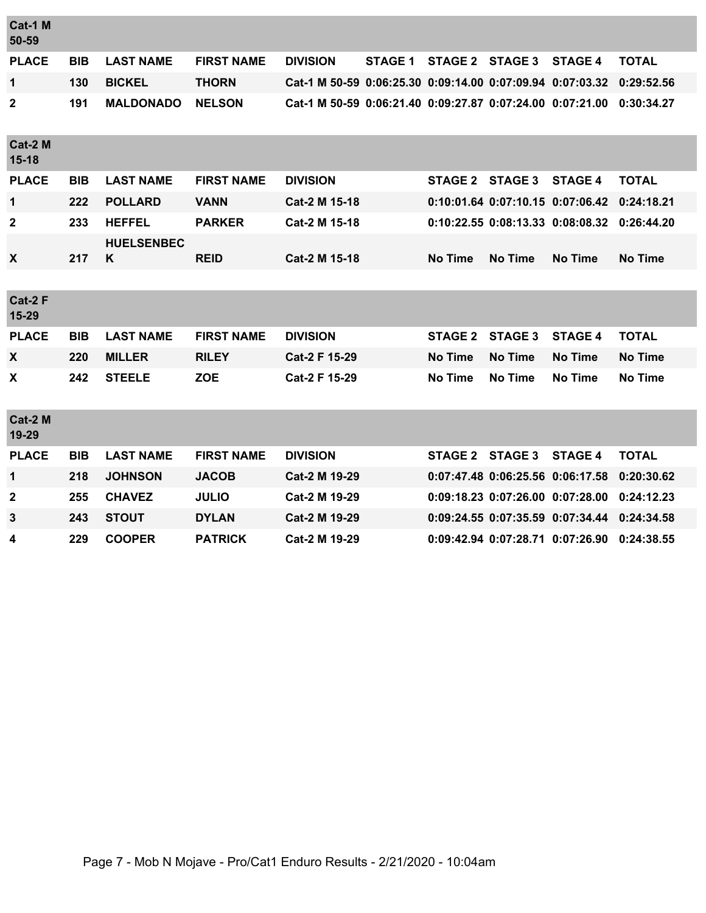## Cat-1 M 50-59

| PLACE | BIB | LAST NAME | FIRST NAME | DIVISION | STAGE 1 | STAGE 2 | STAGE 3 | STAGE 4 | TOTAL |
|---|---|---|---|---|---|---|---|---|---|
| 1 | 130 | BICKEL | THORN | Cat-1 M 50-59 | 0:06:25.30 | 0:09:14.00 | 0:07:09.94 | 0:07:03.32 | 0:29:52.56 |
| 2 | 191 | MALDONADO | NELSON | Cat-1 M 50-59 | 0:06:21.40 | 0:09:27.87 | 0:07:24.00 | 0:07:21.00 | 0:30:34.27 |

## Cat-2 M 15-18

| PLACE | BIB | LAST NAME | FIRST NAME | DIVISION | STAGE 2 | STAGE 3 | STAGE 4 | TOTAL |
|---|---|---|---|---|---|---|---|---|
| 1 | 222 | POLLARD | VANN | Cat-2 M 15-18 | 0:10:01.64 | 0:07:10.15 | 0:07:06.42 | 0:24:18.21 |
| 2 | 233 | HEFFEL | PARKER | Cat-2 M 15-18 | 0:10:22.55 | 0:08:13.33 | 0:08:08.32 | 0:26:44.20 |
| X | 217 | HUELSENBECK | REID | Cat-2 M 15-18 | No Time | No Time | No Time | No Time |

## Cat-2 F 15-29

| PLACE | BIB | LAST NAME | FIRST NAME | DIVISION | STAGE 2 | STAGE 3 | STAGE 4 | TOTAL |
|---|---|---|---|---|---|---|---|---|
| X | 220 | MILLER | RILEY | Cat-2 F 15-29 | No Time | No Time | No Time | No Time |
| X | 242 | STEELE | ZOE | Cat-2 F 15-29 | No Time | No Time | No Time | No Time |

## Cat-2 M 19-29

| PLACE | BIB | LAST NAME | FIRST NAME | DIVISION | STAGE 2 | STAGE 3 | STAGE 4 | TOTAL |
|---|---|---|---|---|---|---|---|---|
| 1 | 218 | JOHNSON | JACOB | Cat-2 M 19-29 | 0:07:47.48 | 0:06:25.56 | 0:06:17.58 | 0:20:30.62 |
| 2 | 255 | CHAVEZ | JULIO | Cat-2 M 19-29 | 0:09:18.23 | 0:07:26.00 | 0:07:28.00 | 0:24:12.23 |
| 3 | 243 | STOUT | DYLAN | Cat-2 M 19-29 | 0:09:24.55 | 0:07:35.59 | 0:07:34.44 | 0:24:34.58 |
| 4 | 229 | COOPER | PATRICK | Cat-2 M 19-29 | 0:09:42.94 | 0:07:28.71 | 0:07:26.90 | 0:24:38.55 |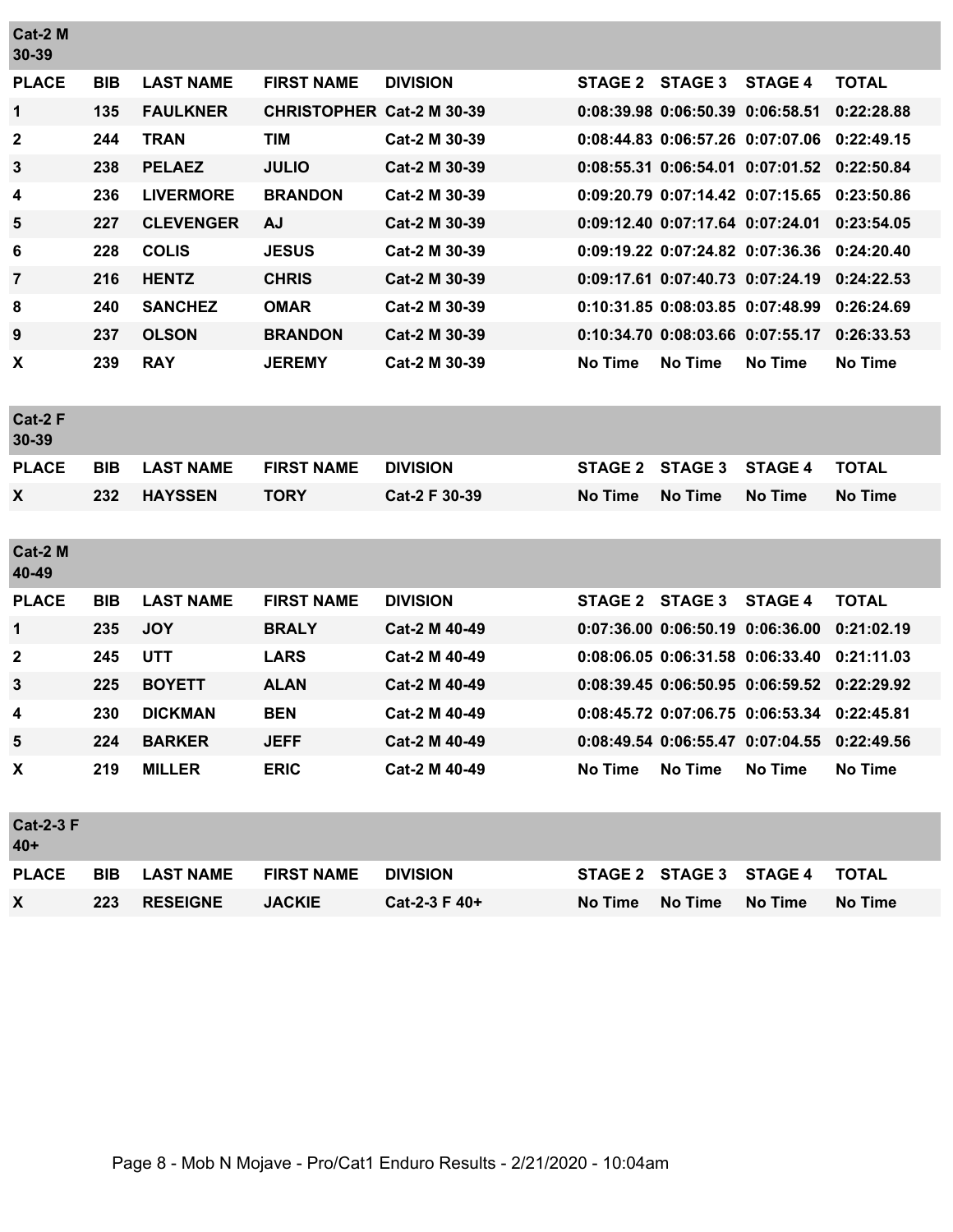## Cat-2 M 30-39

| PLACE | BIB | LAST NAME | FIRST NAME | DIVISION | STAGE 2 | STAGE 3 | STAGE 4 | TOTAL |
|---|---|---|---|---|---|---|---|---|
| 1 | 135 | FAULKNER | CHRISTOPHER | Cat-2 M 30-39 | 0:08:39.98 | 0:06:50.39 | 0:06:58.51 | 0:22:28.88 |
| 2 | 244 | TRAN | TIM | Cat-2 M 30-39 | 0:08:44.83 | 0:06:57.26 | 0:07:07.06 | 0:22:49.15 |
| 3 | 238 | PELAEZ | JULIO | Cat-2 M 30-39 | 0:08:55.31 | 0:06:54.01 | 0:07:01.52 | 0:22:50.84 |
| 4 | 236 | LIVERMORE | BRANDON | Cat-2 M 30-39 | 0:09:20.79 | 0:07:14.42 | 0:07:15.65 | 0:23:50.86 |
| 5 | 227 | CLEVENGER | AJ | Cat-2 M 30-39 | 0:09:12.40 | 0:07:17.64 | 0:07:24.01 | 0:23:54.05 |
| 6 | 228 | COLIS | JESUS | Cat-2 M 30-39 | 0:09:19.22 | 0:07:24.82 | 0:07:36.36 | 0:24:20.40 |
| 7 | 216 | HENTZ | CHRIS | Cat-2 M 30-39 | 0:09:17.61 | 0:07:40.73 | 0:07:24.19 | 0:24:22.53 |
| 8 | 240 | SANCHEZ | OMAR | Cat-2 M 30-39 | 0:10:31.85 | 0:08:03.85 | 0:07:48.99 | 0:26:24.69 |
| 9 | 237 | OLSON | BRANDON | Cat-2 M 30-39 | 0:10:34.70 | 0:08:03.66 | 0:07:55.17 | 0:26:33.53 |
| X | 239 | RAY | JEREMY | Cat-2 M 30-39 | No Time | No Time | No Time | No Time |

## Cat-2 F 30-39

| PLACE | BIB | LAST NAME | FIRST NAME | DIVISION | STAGE 2 | STAGE 3 | STAGE 4 | TOTAL |
|---|---|---|---|---|---|---|---|---|
| X | 232 | HAYSSEN | TORY | Cat-2 F 30-39 | No Time | No Time | No Time | No Time |

## Cat-2 M 40-49

| PLACE | BIB | LAST NAME | FIRST NAME | DIVISION | STAGE 2 | STAGE 3 | STAGE 4 | TOTAL |
|---|---|---|---|---|---|---|---|---|
| 1 | 235 | JOY | BRALY | Cat-2 M 40-49 | 0:07:36.00 | 0:06:50.19 | 0:06:36.00 | 0:21:02.19 |
| 2 | 245 | UTT | LARS | Cat-2 M 40-49 | 0:08:06.05 | 0:06:31.58 | 0:06:33.40 | 0:21:11.03 |
| 3 | 225 | BOYETT | ALAN | Cat-2 M 40-49 | 0:08:39.45 | 0:06:50.95 | 0:06:59.52 | 0:22:29.92 |
| 4 | 230 | DICKMAN | BEN | Cat-2 M 40-49 | 0:08:45.72 | 0:07:06.75 | 0:06:53.34 | 0:22:45.81 |
| 5 | 224 | BARKER | JEFF | Cat-2 M 40-49 | 0:08:49.54 | 0:06:55.47 | 0:07:04.55 | 0:22:49.56 |
| X | 219 | MILLER | ERIC | Cat-2 M 40-49 | No Time | No Time | No Time | No Time |

## Cat-2-3 F 40+

| PLACE | BIB | LAST NAME | FIRST NAME | DIVISION | STAGE 2 | STAGE 3 | STAGE 4 | TOTAL |
|---|---|---|---|---|---|---|---|---|
| X | 223 | RESEIGNE | JACKIE | Cat-2-3 F 40+ | No Time | No Time | No Time | No Time |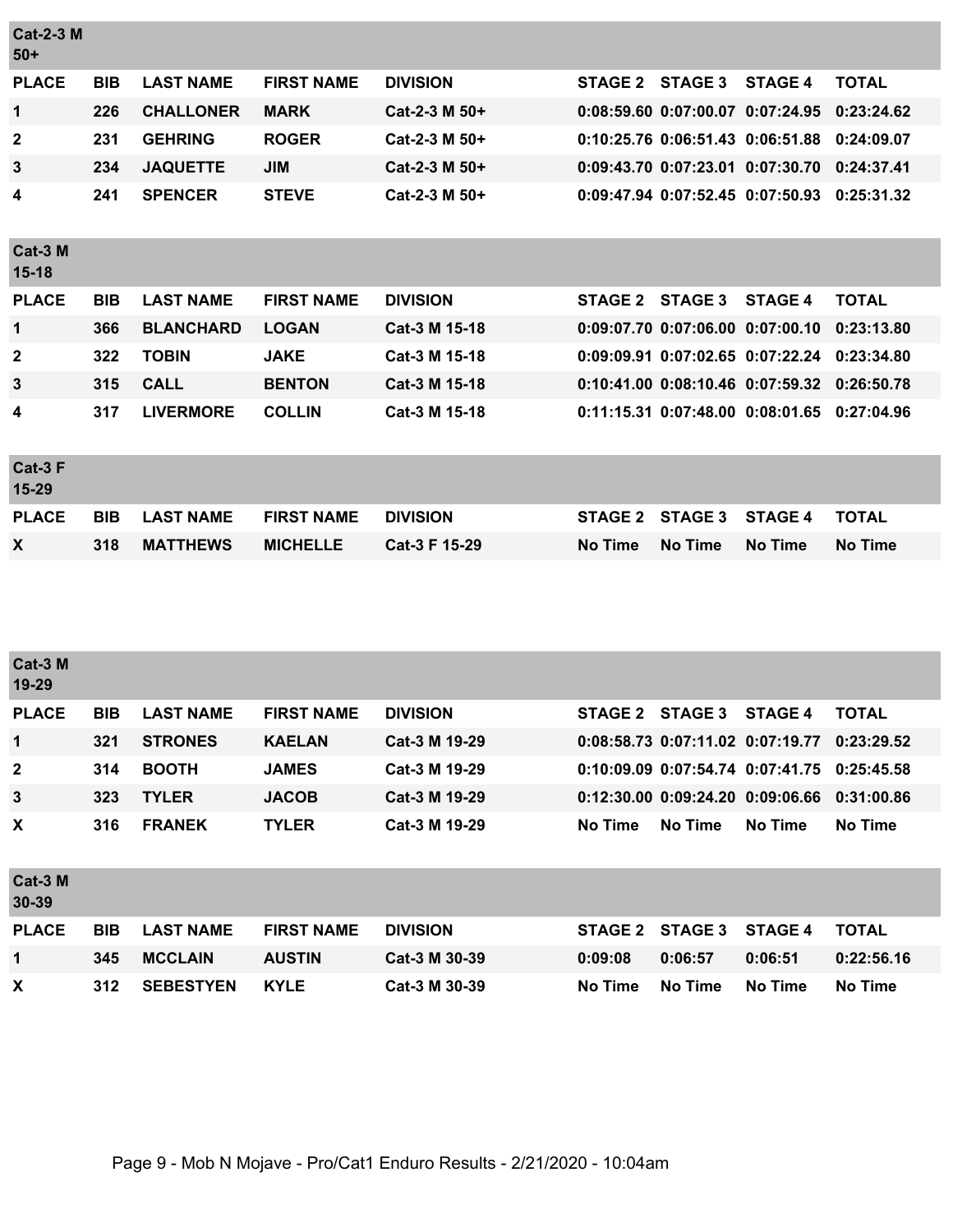## Cat-2-3 M 50+

| PLACE | BIB | LAST NAME | FIRST NAME | DIVISION | STAGE 2 | STAGE 3 | STAGE 4 | TOTAL |
|---|---|---|---|---|---|---|---|---|
| 1 | 226 | CHALLONER | MARK | Cat-2-3 M 50+ | 0:08:59.60 | 0:07:00.07 | 0:07:24.95 | 0:23:24.62 |
| 2 | 231 | GEHRING | ROGER | Cat-2-3 M 50+ | 0:10:25.76 | 0:06:51.43 | 0:06:51.88 | 0:24:09.07 |
| 3 | 234 | JAQUETTE | JIM | Cat-2-3 M 50+ | 0:09:43.70 | 0:07:23.01 | 0:07:30.70 | 0:24:37.41 |
| 4 | 241 | SPENCER | STEVE | Cat-2-3 M 50+ | 0:09:47.94 | 0:07:52.45 | 0:07:50.93 | 0:25:31.32 |

## Cat-3 M 15-18

| PLACE | BIB | LAST NAME | FIRST NAME | DIVISION | STAGE 2 | STAGE 3 | STAGE 4 | TOTAL |
|---|---|---|---|---|---|---|---|---|
| 1 | 366 | BLANCHARD | LOGAN | Cat-3 M 15-18 | 0:09:07.70 | 0:07:06.00 | 0:07:00.10 | 0:23:13.80 |
| 2 | 322 | TOBIN | JAKE | Cat-3 M 15-18 | 0:09:09.91 | 0:07:02.65 | 0:07:22.24 | 0:23:34.80 |
| 3 | 315 | CALL | BENTON | Cat-3 M 15-18 | 0:10:41.00 | 0:08:10.46 | 0:07:59.32 | 0:26:50.78 |
| 4 | 317 | LIVERMORE | COLLIN | Cat-3 M 15-18 | 0:11:15.31 | 0:07:48.00 | 0:08:01.65 | 0:27:04.96 |

## Cat-3 F 15-29

| PLACE | BIB | LAST NAME | FIRST NAME | DIVISION | STAGE 2 | STAGE 3 | STAGE 4 | TOTAL |
|---|---|---|---|---|---|---|---|---|
| X | 318 | MATTHEWS | MICHELLE | Cat-3 F 15-29 | No Time | No Time | No Time | No Time |

## Cat-3 M 19-29

| PLACE | BIB | LAST NAME | FIRST NAME | DIVISION | STAGE 2 | STAGE 3 | STAGE 4 | TOTAL |
|---|---|---|---|---|---|---|---|---|
| 1 | 321 | STRONES | KAELAN | Cat-3 M 19-29 | 0:08:58.73 | 0:07:11.02 | 0:07:19.77 | 0:23:29.52 |
| 2 | 314 | BOOTH | JAMES | Cat-3 M 19-29 | 0:10:09.09 | 0:07:54.74 | 0:07:41.75 | 0:25:45.58 |
| 3 | 323 | TYLER | JACOB | Cat-3 M 19-29 | 0:12:30.00 | 0:09:24.20 | 0:09:06.66 | 0:31:00.86 |
| X | 316 | FRANEK | TYLER | Cat-3 M 19-29 | No Time | No Time | No Time | No Time |

## Cat-3 M 30-39

| PLACE | BIB | LAST NAME | FIRST NAME | DIVISION | STAGE 2 | STAGE 3 | STAGE 4 | TOTAL |
|---|---|---|---|---|---|---|---|---|
| 1 | 345 | MCCLAIN | AUSTIN | Cat-3 M 30-39 | 0:09:08 | 0:06:57 | 0:06:51 | 0:22:56.16 |
| X | 312 | SEBESTYEN | KYLE | Cat-3 M 30-39 | No Time | No Time | No Time | No Time |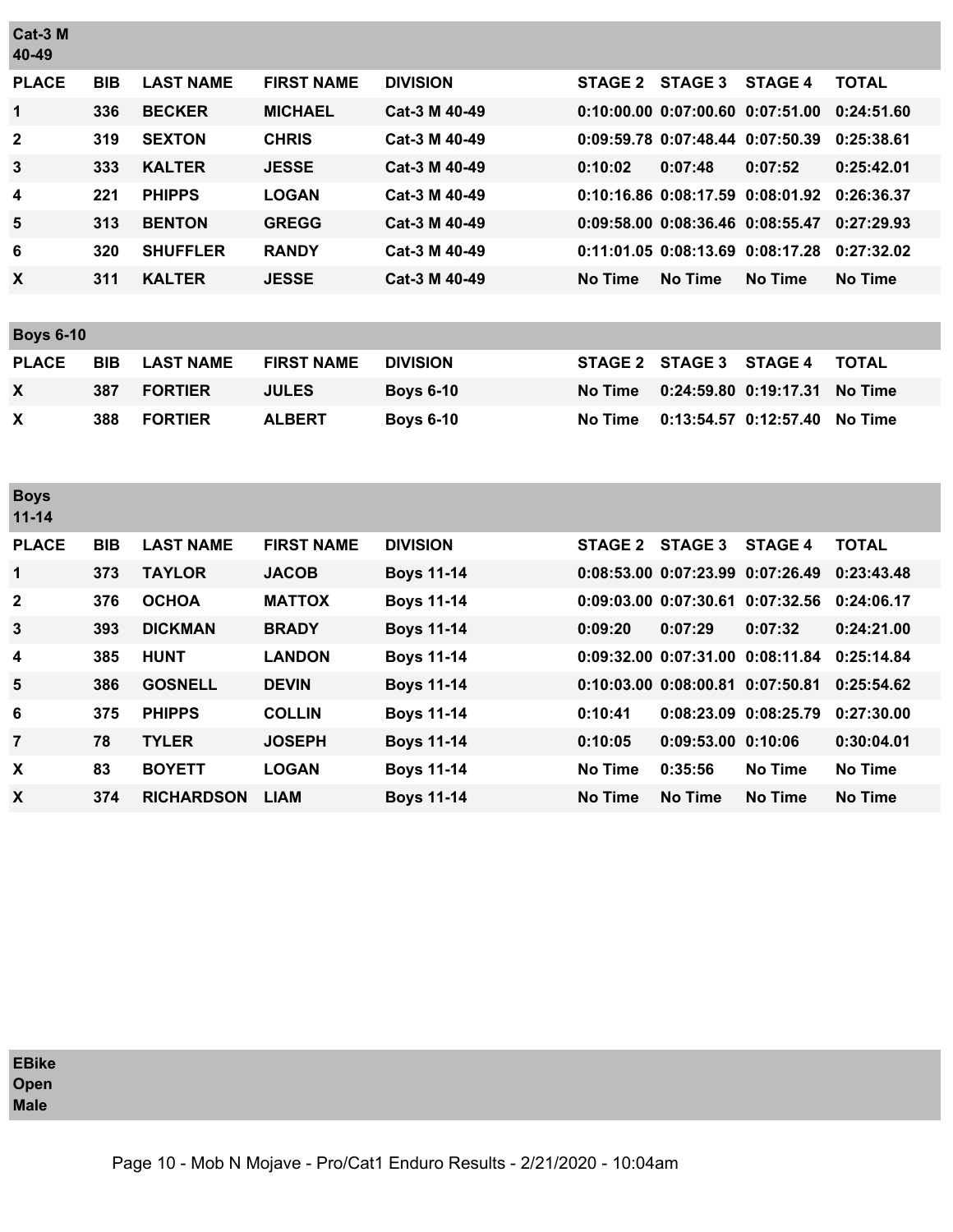## Cat-3 M 40-49

| PLACE | BIB | LAST NAME | FIRST NAME | DIVISION | STAGE 2 | STAGE 3 | STAGE 4 | TOTAL |
|---|---|---|---|---|---|---|---|---|
| 1 | 336 | BECKER | MICHAEL | Cat-3 M 40-49 | 0:10:00.00 | 0:07:00.60 | 0:07:51.00 | 0:24:51.60 |
| 2 | 319 | SEXTON | CHRIS | Cat-3 M 40-49 | 0:09:59.78 | 0:07:48.44 | 0:07:50.39 | 0:25:38.61 |
| 3 | 333 | KALTER | JESSE | Cat-3 M 40-49 | 0:10:02 | 0:07:48 | 0:07:52 | 0:25:42.01 |
| 4 | 221 | PHIPPS | LOGAN | Cat-3 M 40-49 | 0:10:16.86 | 0:08:17.59 | 0:08:01.92 | 0:26:36.37 |
| 5 | 313 | BENTON | GREGG | Cat-3 M 40-49 | 0:09:58.00 | 0:08:36.46 | 0:08:55.47 | 0:27:29.93 |
| 6 | 320 | SHUFFLER | RANDY | Cat-3 M 40-49 | 0:11:01.05 | 0:08:13.69 | 0:08:17.28 | 0:27:32.02 |
| X | 311 | KALTER | JESSE | Cat-3 M 40-49 | No Time | No Time | No Time | No Time |

## Boys 6-10

| PLACE | BIB | LAST NAME | FIRST NAME | DIVISION | STAGE 2 | STAGE 3 | STAGE 4 | TOTAL |
|---|---|---|---|---|---|---|---|---|
| X | 387 | FORTIER | JULES | Boys 6-10 | No Time | 0:24:59.80 | 0:19:17.31 | No Time |
| X | 388 | FORTIER | ALBERT | Boys 6-10 | No Time | 0:13:54.57 | 0:12:57.40 | No Time |

## Boys 11-14

| PLACE | BIB | LAST NAME | FIRST NAME | DIVISION | STAGE 2 | STAGE 3 | STAGE 4 | TOTAL |
|---|---|---|---|---|---|---|---|---|
| 1 | 373 | TAYLOR | JACOB | Boys 11-14 | 0:08:53.00 | 0:07:23.99 | 0:07:26.49 | 0:23:43.48 |
| 2 | 376 | OCHOA | MATTOX | Boys 11-14 | 0:09:03.00 | 0:07:30.61 | 0:07:32.56 | 0:24:06.17 |
| 3 | 393 | DICKMAN | BRADY | Boys 11-14 | 0:09:20 | 0:07:29 | 0:07:32 | 0:24:21.00 |
| 4 | 385 | HUNT | LANDON | Boys 11-14 | 0:09:32.00 | 0:07:31.00 | 0:08:11.84 | 0:25:14.84 |
| 5 | 386 | GOSNELL | DEVIN | Boys 11-14 | 0:10:03.00 | 0:08:00.81 | 0:07:50.81 | 0:25:54.62 |
| 6 | 375 | PHIPPS | COLLIN | Boys 11-14 | 0:10:41 | 0:08:23.09 | 0:08:25.79 | 0:27:30.00 |
| 7 | 78 | TYLER | JOSEPH | Boys 11-14 | 0:10:05 | 0:09:53.00 | 0:10:06 | 0:30:04.01 |
| X | 83 | BOYETT | LOGAN | Boys 11-14 | No Time | 0:35:56 | No Time | No Time |
| X | 374 | RICHARDSON | LIAM | Boys 11-14 | No Time | No Time | No Time | No Time |

## EBike Open Male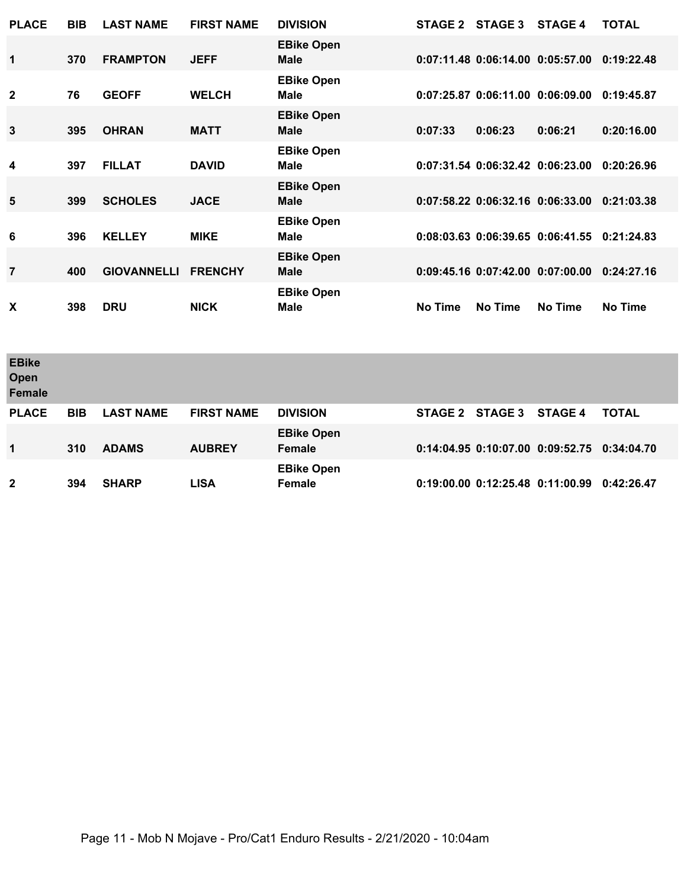| PLACE | BIB | LAST NAME | FIRST NAME | DIVISION | STAGE 2 | STAGE 3 | STAGE 4 | TOTAL |
|---|---|---|---|---|---|---|---|---|
| 1 | 370 | FRAMPTON | JEFF | EBike Open Male | 0:07:11.48 | 0:06:14.00 | 0:05:57.00 | 0:19:22.48 |
| 2 | 76 | GEOFF | WELCH | EBike Open Male | 0:07:25.87 | 0:06:11.00 | 0:06:09.00 | 0:19:45.87 |
| 3 | 395 | OHRAN | MATT | EBike Open Male | 0:07:33 | 0:06:23 | 0:06:21 | 0:20:16.00 |
| 4 | 397 | FILLAT | DAVID | EBike Open Male | 0:07:31.54 | 0:06:32.42 | 0:06:23.00 | 0:20:26.96 |
| 5 | 399 | SCHOLES | JACE | EBike Open Male | 0:07:58.22 | 0:06:32.16 | 0:06:33.00 | 0:21:03.38 |
| 6 | 396 | KELLEY | MIKE | EBike Open Male | 0:08:03.63 | 0:06:39.65 | 0:06:41.55 | 0:21:24.83 |
| 7 | 400 | GIOVANNELLI | FRENCHY | EBike Open Male | 0:09:45.16 | 0:07:42.00 | 0:07:00.00 | 0:24:27.16 |
| X | 398 | DRU | NICK | EBike Open Male | No Time | No Time | No Time | No Time |

**EBike Open Female**

| PLACE | BIB | LAST NAME | FIRST NAME | DIVISION | STAGE 2 | STAGE 3 | STAGE 4 | TOTAL |
|---|---|---|---|---|---|---|---|---|
| 1 | 310 | ADAMS | AUBREY | EBike Open Female | 0:14:04.95 | 0:10:07.00 | 0:09:52.75 | 0:34:04.70 |
| 2 | 394 | SHARP | LISA | EBike Open Female | 0:19:00.00 | 0:12:25.48 | 0:11:00.99 | 0:42:26.47 |